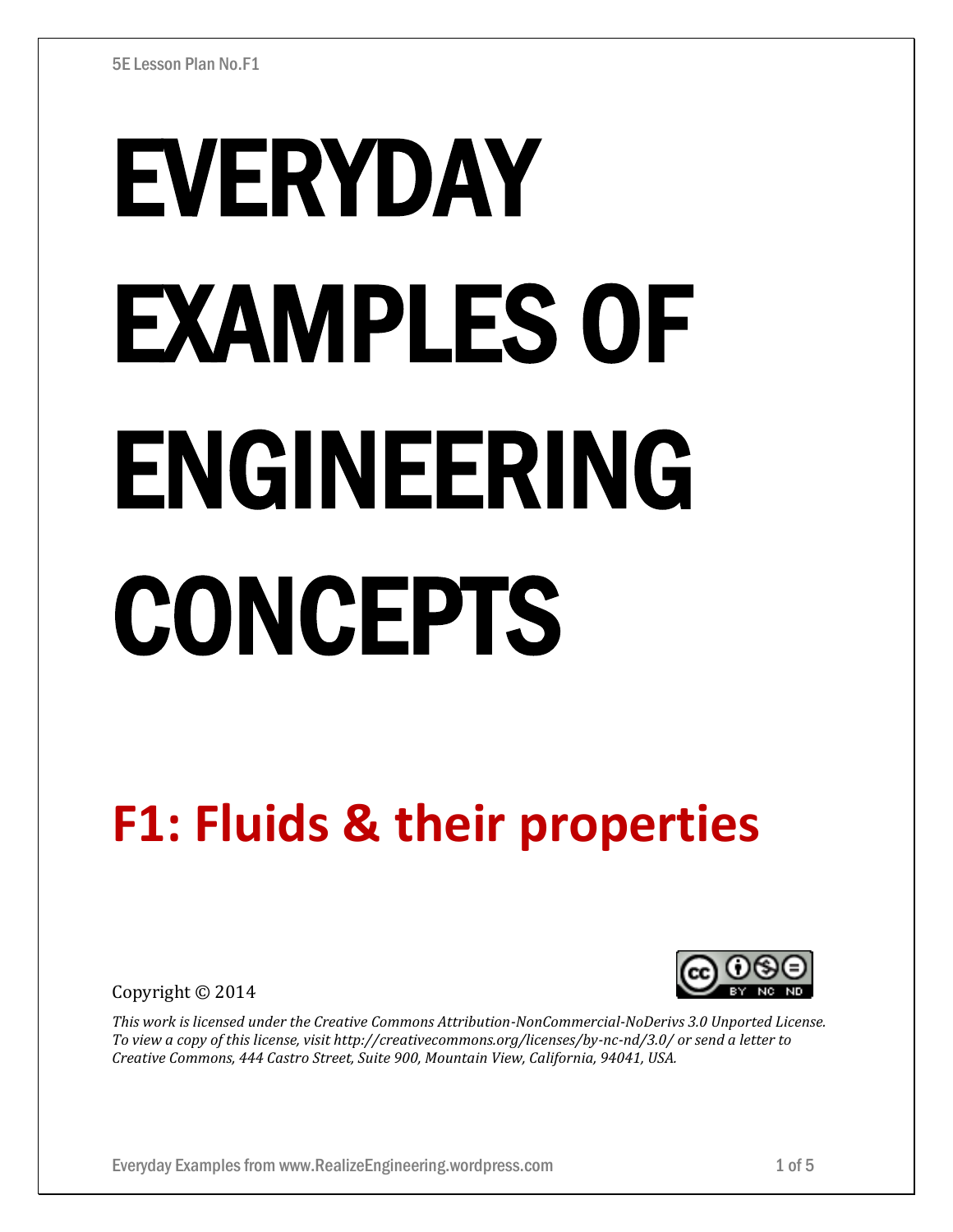# EVERYDAY EXAMPLES OF ENGINEERING CONCEPTS

## F1: Fluids & their properties

Copyright © 2014

*This work is licensed under the Creative Commons Attribution-NonCommercial-NoDerivs 3.0 Unported License. To view a copy of this license, visit http://creativecommons.org/licenses/by-nc-nd/3.0/ or send a letter to Creative Commons, 444 Castro Street, Suite 900, Mountain View, California, 94041, USA.*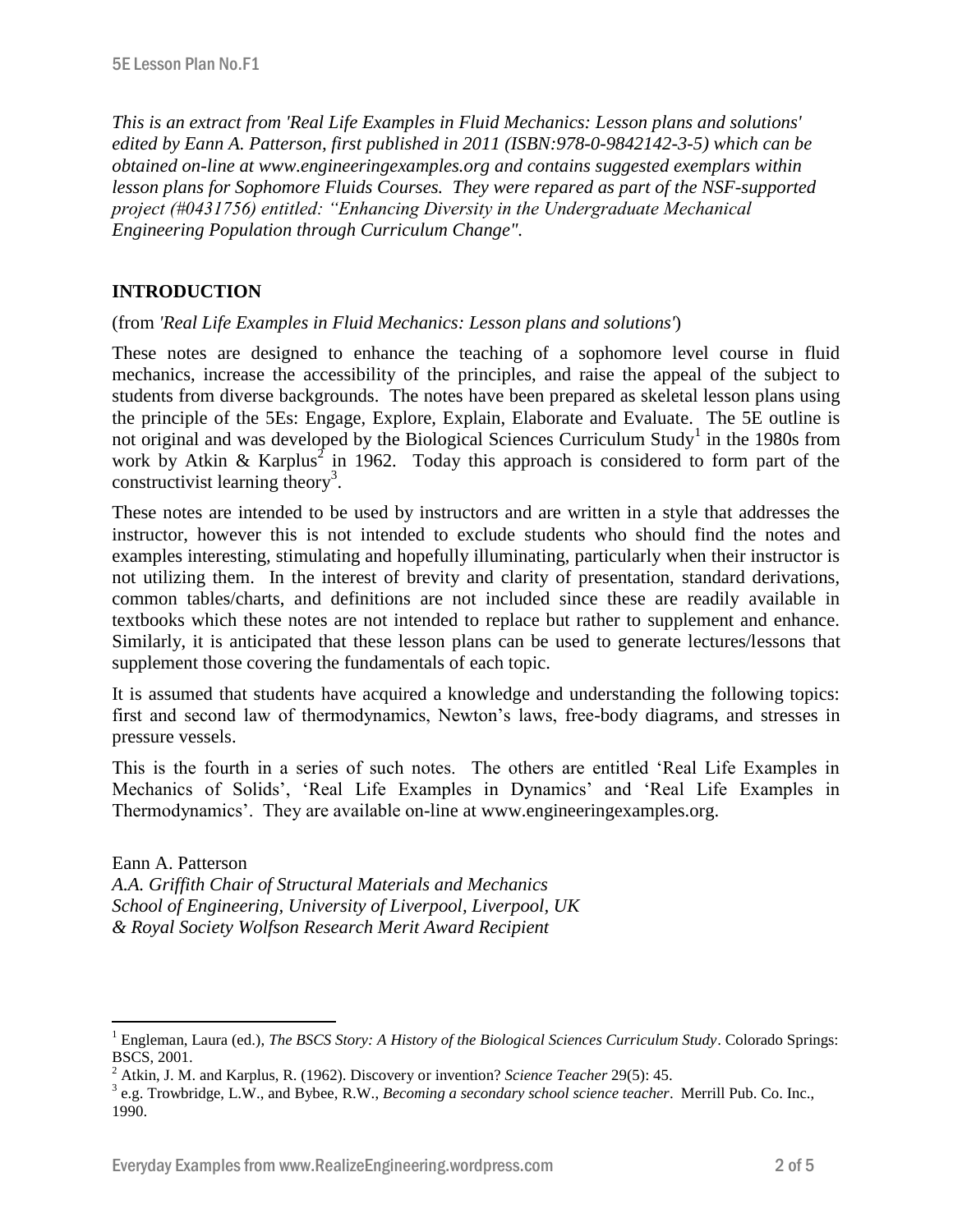*This is an extract from 'Real Life Examples in Fluid Mechanics: Lesson plans and solutions' edited by Eann A. Patterson, first published in 2011 (ISBN:978-0-9842142-3-5) which can be obtained on-line at www.engineeringexamples.org and contains suggested exemplars within lesson plans for Sophomore Fluids Courses. They were repared as part of the NSF-supported project (#0431756) entitled: "Enhancing Diversity in the Undergraduate Mechanical Engineering Population through Curriculum Change".*

## INTRODUCTION

(from *'Real Life Examples in Fluid Mechanics: Lesson plans and solutions'*)

These notes are designed to enhance the teaching of a sophomore level course in fluid mechanics, increase the accessibility of the principles, and raise the appeal of the subject to students from diverse backgrounds. The notes have been prepared as skeletal lesson plans using the principle of the 5Es: Engage, Explore, Explain, Elaborate and Evaluate. The 5E outline is not original and was developed by the Biological Sciences Curriculum Study[1] in the 1980s from work by Atkin & Karplus[2] in 1962. Today this approach is considered to form part of the constructivist learning theory[3].

These notes are intended to be used by instructors and are written in a style that addresses the instructor, however this is not intended to exclude students who should find the notes and examples interesting, stimulating and hopefully illuminating, particularly when their instructor is not utilizing them. In the interest of brevity and clarity of presentation, standard derivations, common tables/charts, and definitions are not included since these are readily available in textbooks which these notes are not intended to replace but rather to supplement and enhance. Similarly, it is anticipated that these lesson plans can be used to generate lectures/lessons that supplement those covering the fundamentals of each topic.

It is assumed that students have acquired a knowledge and understanding the following topics: first and second law of thermodynamics, Newton's laws, free-body diagrams, and stresses in pressure vessels.

This is the fourth in a series of such notes. The others are entitled 'Real Life Examples in Mechanics of Solids', 'Real Life Examples in Dynamics' and 'Real Life Examples in Thermodynamics'. They are available on-line at www.engineeringexamples.org.

Eann A. Patterson
*A.A. Griffith Chair of Structural Materials and Mechanics*
*School of Engineering, University of Liverpool, Liverpool, UK*
*& Royal Society Wolfson Research Merit Award Recipient*

---

[1] Engleman, Laura (ed.), *The BSCS Story: A History of the Biological Sciences Curriculum Study*. Colorado Springs: BSCS, 2001.

[2] Atkin, J. M. and Karplus, R. (1962). Discovery or invention? *Science Teacher* 29(5): 45.

[3] e.g. Trowbridge, L.W., and Bybee, R.W., *Becoming a secondary school science teacher*. Merrill Pub. Co. Inc., 1990.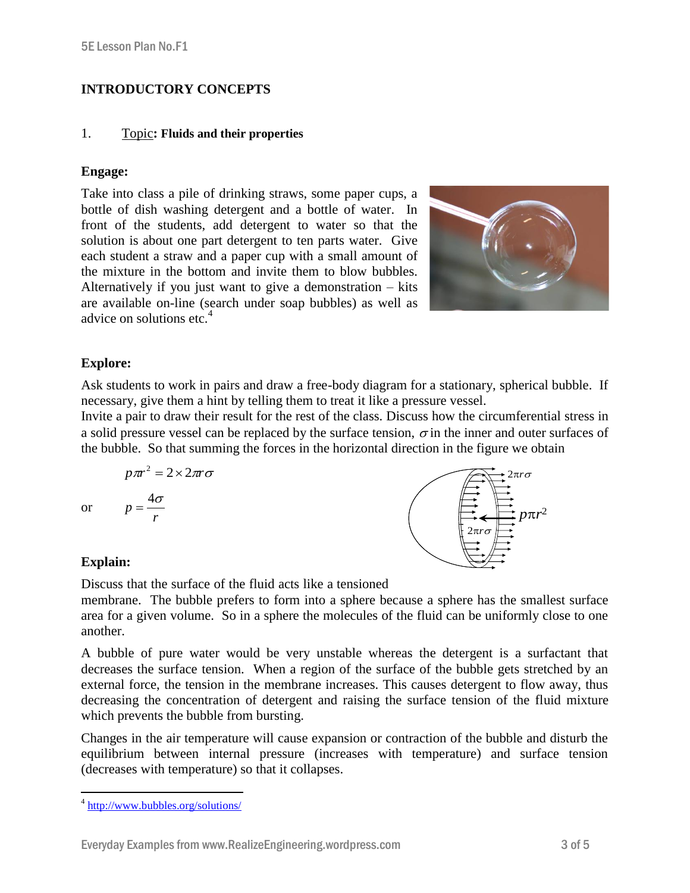## INTRODUCTORY CONCEPTS

1. Topic**: Fluids and their properties**

**Engage:**

Take into class a pile of drinking straws, some paper cups, a bottle of dish washing detergent and a bottle of water. In front of the students, add detergent to water so that the solution is about one part detergent to ten parts water. Give each student a straw and a paper cup with a small amount of the mixture in the bottom and invite them to blow bubbles. Alternatively if you just want to give a demonstration – kits are available on-line (search under soap bubbles) as well as advice on solutions etc.[4]

**Explore:**

Ask students to work in pairs and draw a free-body diagram for a stationary, spherical bubble. If necessary, give them a hint by telling them to treat it like a pressure vessel.

Invite a pair to draw their result for the rest of the class. Discuss how the circumferential stress in a solid pressure vessel can be replaced by the surface tension, $\sigma$ in the inner and outer surfaces of the bubble. So that summing the forces in the horizontal direction in the figure we obtain

$$p\pi r^2 = 2 \times 2\pi r\sigma$$

or

$$p = \frac{4\sigma}{r}$$

$2\pi r\sigma$

$p\pi r^2$

$2\pi r\sigma$

**Explain:**

Discuss that the surface of the fluid acts like a tensioned membrane. The bubble prefers to form into a sphere because a sphere has the smallest surface area for a given volume. So in a sphere the molecules of the fluid can be uniformly close to one another.

A bubble of pure water would be very unstable whereas the detergent is a surfactant that decreases the surface tension. When a region of the surface of the bubble gets stretched by an external force, the tension in the membrane increases. This causes detergent to flow away, thus decreasing the concentration of detergent and raising the surface tension of the fluid mixture which prevents the bubble from bursting.

Changes in the air temperature will cause expansion or contraction of the bubble and disturb the equilibrium between internal pressure (increases with temperature) and surface tension (decreases with temperature) so that it collapses.

---

[4] http://www.bubbles.org/solutions/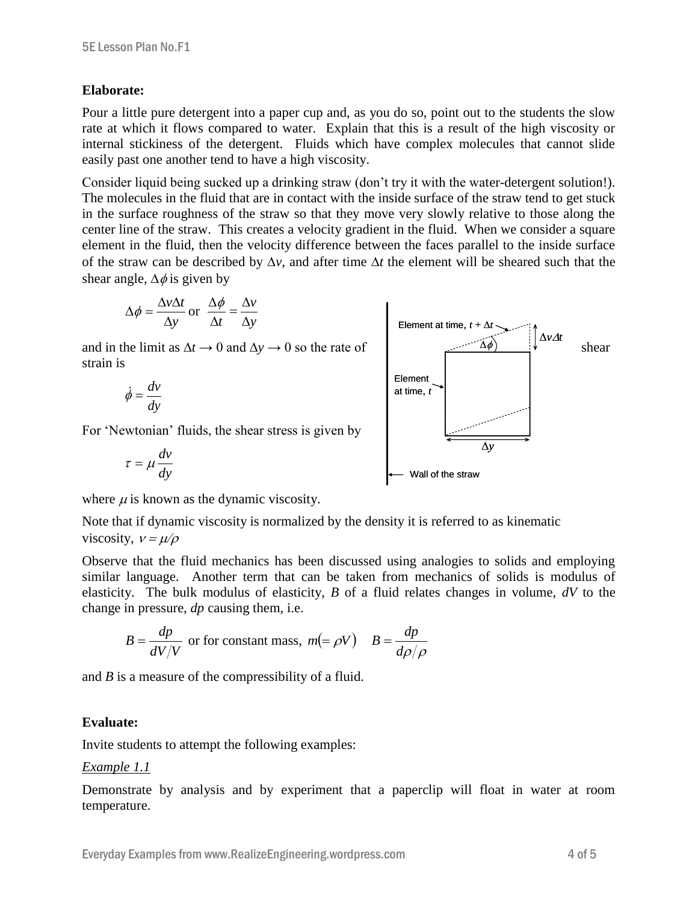**Elaborate:**

Pour a little pure detergent into a paper cup and, as you do so, point out to the students the slow rate at which it flows compared to water. Explain that this is a result of the high viscosity or internal stickiness of the detergent. Fluids which have complex molecules that cannot slide easily past one another tend to have a high viscosity.

Consider liquid being sucked up a drinking straw (don't try it with the water-detergent solution!). The molecules in the fluid that are in contact with the inside surface of the straw tend to get stuck in the surface roughness of the straw so that they move very slowly relative to those along the center line of the straw. This creates a velocity gradient in the fluid. When we consider a square element in the fluid, then the velocity difference between the faces parallel to the inside surface of the straw can be described by $\Delta v$, and after time $\Delta t$ the element will be sheared such that the shear angle, $\Delta\phi$ is given by

$$\Delta\phi = \frac{\Delta v \Delta t}{\Delta y} \text{ or } \frac{\Delta\phi}{\Delta t} = \frac{\Delta v}{\Delta y}$$

and in the limit as $\Delta t \rightarrow 0$ and $\Delta y \rightarrow 0$ so the rate of shear strain is

$$\dot{\phi} = \frac{dv}{dy}$$

Element at time, $t + \Delta t$

$\Delta v \Delta t$

$\Delta\phi$

Element at time, $t$

$\Delta y$

Wall of the straw

For 'Newtonian' fluids, the shear stress is given by

$$\tau = \mu \frac{dv}{dy}$$

where $\mu$ is known as the dynamic viscosity.

Note that if dynamic viscosity is normalized by the density it is referred to as kinematic viscosity, $\nu = \mu/\rho$

Observe that the fluid mechanics has been discussed using analogies to solids and employing similar language. Another term that can be taken from mechanics of solids is modulus of elasticity. The bulk modulus of elasticity, $B$ of a fluid relates changes in volume, $dV$ to the change in pressure, $dp$ causing them, i.e.

$$B = \frac{dp}{dV/V} \text{ or for constant mass, } m(=\rho V) \quad B = \frac{dp}{d\rho/\rho}$$

and $B$ is a measure of the compressibility of a fluid.

**Evaluate:**

Invite students to attempt the following examples:

*Example 1.1*

Demonstrate by analysis and by experiment that a paperclip will float in water at room temperature.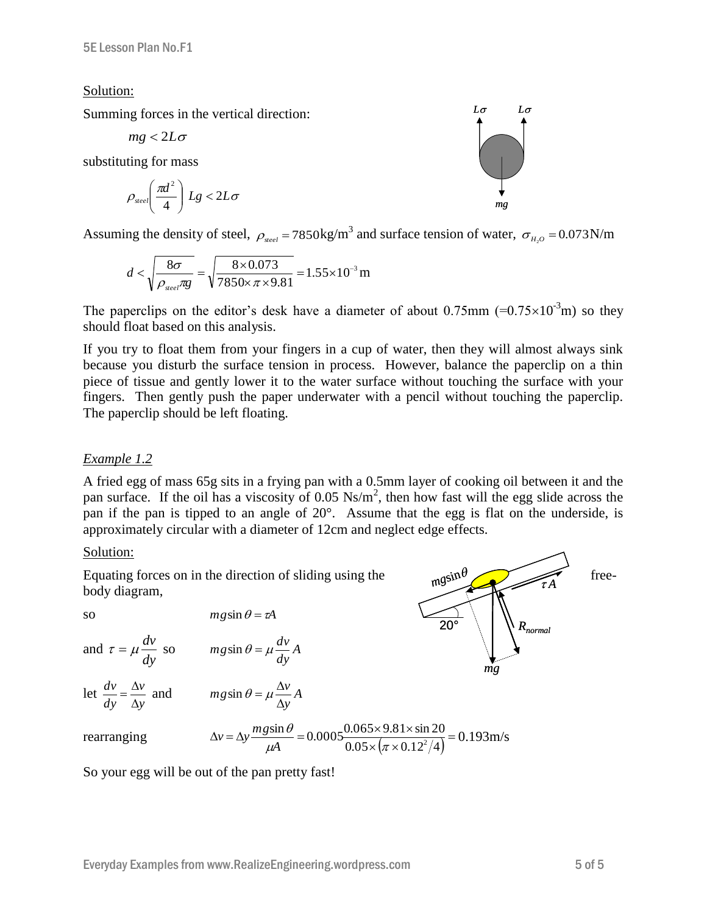Solution:

Summing forces in the vertical direction:

$$mg < 2L\sigma$$

substituting for mass

$$\rho_{steel}\left(\frac{\pi d^2}{4}\right) Lg < 2L\sigma$$

Assuming the density of steel, $\rho_{steel} = 7850\text{kg/m}^3$ and surface tension of water, $\sigma_{H_2O} = 0.073\text{N/m}$

$$d < \sqrt{\frac{8\sigma}{\rho_{steel}\pi g}} = \sqrt{\frac{8\times 0.073}{7850\times\pi\times 9.81}} = 1.55\times 10^{-3}\,\text{m}$$

The paperclips on the editor's desk have a diameter of about 0.75mm ($=0.75\times 10^{-3}$m) so they should float based on this analysis.

If you try to float them from your fingers in a cup of water, then they will almost always sink because you disturb the surface tension in process. However, balance the paperclip on a thin piece of tissue and gently lower it to the water surface without touching the surface with your fingers. Then gently push the paper underwater with a pencil without touching the paperclip. The paperclip should be left floating.

*Example 1.2*

A fried egg of mass 65g sits in a frying pan with a 0.5mm layer of cooking oil between it and the pan surface. If the oil has a viscosity of 0.05 $\text{Ns/m}^2$, then how fast will the egg slide across the pan if the pan is tipped to an angle of 20°. Assume that the egg is flat on the underside, is approximately circular with a diameter of 12cm and neglect edge effects.

Solution:

Equating forces on in the direction of sliding using the free-body diagram,

so $\quad mg\sin\theta = \tau A$

and $\tau = \mu\dfrac{dv}{dy}$ so $\quad mg\sin\theta = \mu\dfrac{dv}{dy}A$

let $\dfrac{dv}{dy} = \dfrac{\Delta v}{\Delta y}$ and $\quad mg\sin\theta = \mu\dfrac{\Delta v}{\Delta y}A$

rearranging $\quad \Delta v = \Delta y\dfrac{mg\sin\theta}{\mu A} = 0.0005\dfrac{0.065\times 9.81\times\sin 20}{0.05\times\left(\pi\times 0.12^2/4\right)} = 0.193\text{m/s}$

So your egg will be out of the pan pretty fast!